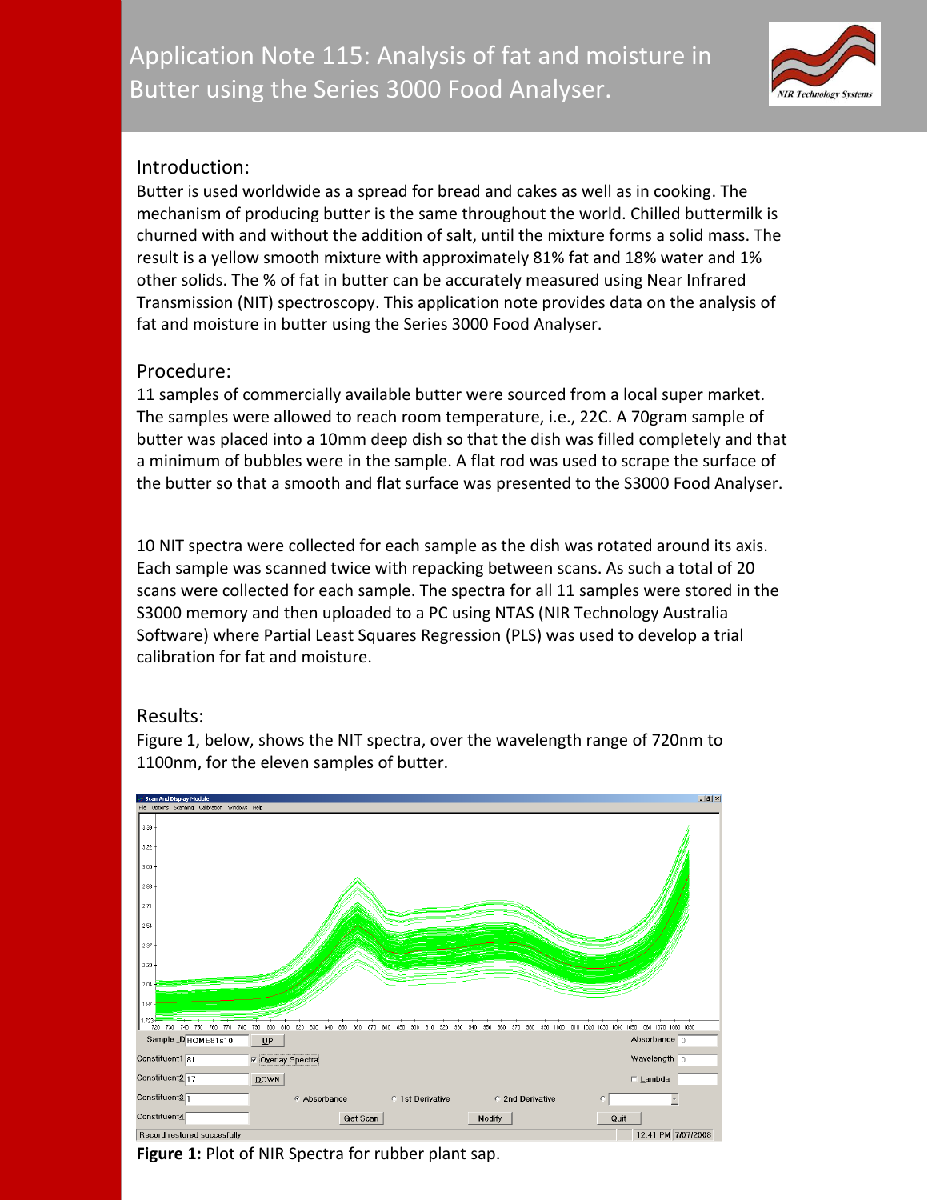# Application Note 115: Analysis of fat and moisture in Butter using the Series 3000 Food Analyser.

## Introduction:

Butter is used worldwide as a spread for bread and cakes as well as in cooking. The mechanism of producing butter is the same throughout the world. Chilled buttermilk is churned with and without the addition of salt, until the mixture forms a solid mass. The result is a yellow smooth mixture with approximately 81% fat and 18% water and 1% other solids. The % of fat in butter can be accurately measured using Near Infrared Transmission (NIT) spectroscopy. This application note provides data on the analysis of fat and moisture in butter using the Series 3000 Food Analyser.

## Procedure:

11 samples of commercially available butter were sourced from a local super market. The samples were allowed to reach room temperature, i.e., 22C. A 70gram sample of butter was placed into a 10mm deep dish so that the dish was filled completely and that a minimum of bubbles were in the sample. A flat rod was used to scrape the surface of the butter so that a smooth and flat surface was presented to the S3000 Food Analyser.

10 NIT spectra were collected for each sample as the dish was rotated around its axis. Each sample was scanned twice with repacking between scans. As such a total of 20 scans were collected for each sample. The spectra for all 11 samples were stored in the S3000 memory and then uploaded to a PC using NTAS (NIR Technology Australia Software) where Partial Least Squares Regression (PLS) was used to develop a trial calibration for fat and moisture.

## Results:

Figure 1, below, shows the NIT spectra, over the wavelength range of 720nm to 1100nm, for the eleven samples of butter.

**Figure 1:** Plot of NIR Spectra for rubber plant sap.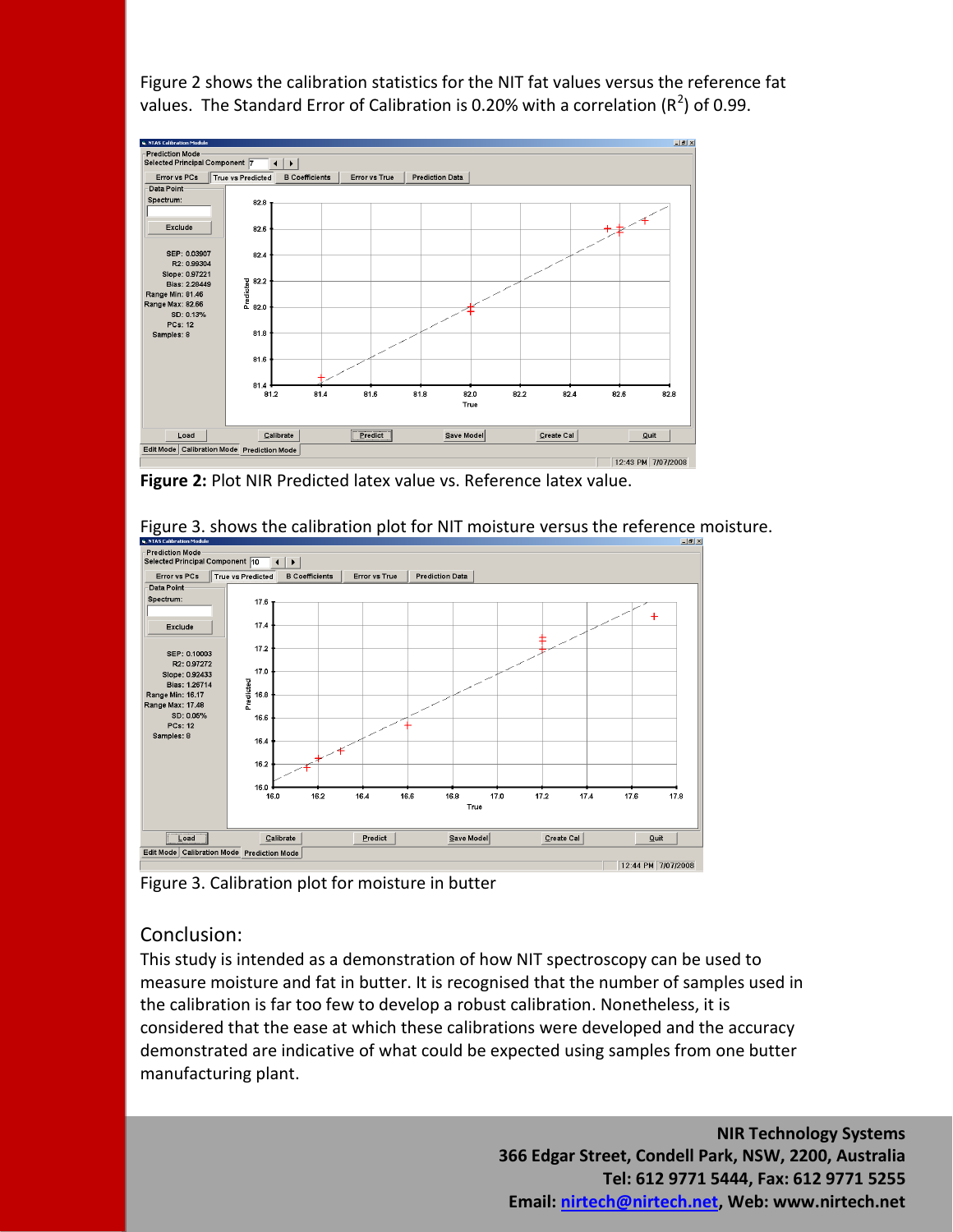Figure 2 shows the calibration statistics for the NIT fat values versus the reference fat values. The Standard Error of Calibration is 0.20% with a correlation ($R^2$) of 0.99.

NTAS Calibration Module

Prediction Mode

Selected Principal Component 7

Error vs PCs | True vs Predicted | B Coefficients | Error vs True | Prediction Data

Data Point

Spectrum:

Exclude

SEP: 0.03907
R2: 0.99304
Slope: 0.97221
Bias: 2.28449
Range Min: 81.46
Range Max: 82.66
SD: 0.13%
PCs: 12
Samples: 8

Predicted

82.8
82.6
82.4
82.2
82.0
81.8
81.6
81.4

81.2 81.4 81.6 81.8 82.0 82.2 82.4 82.6 82.8

True

Load | Calibrate | Predict | Save Model | Create Cal | Quit

Edit Mode | Calibration Mode | Prediction Mode

12:43 PM 7/07/2008

**Figure 2:** Plot NIR Predicted latex value vs. Reference latex value.

Figure 3. shows the calibration plot for NIT moisture versus the reference moisture.

NTAS Calibration Module

Prediction Mode

Selected Principal Component 10

Error vs PCs | True vs Predicted | B Coefficients | Error vs True | Prediction Data

Data Point

Spectrum:

Exclude

SEP: 0.10003
R2: 0.97272
Slope: 0.92433
Bias: 1.26714
Range Min: 16.17
Range Max: 17.48
SD: 0.05%
PCs: 12
Samples: 9

Predicted

17.6
17.4
17.2
17.0
16.8
16.6
16.4
16.2
16.0

16.0 16.2 16.4 16.6 16.8 17.0 17.2 17.4 17.6 17.8

True

Load | Calibrate | Predict | Save Model | Create Cal | Quit

Edit Mode | Calibration Mode | Prediction Mode

12:44 PM 7/07/2008

Figure 3. Calibration plot for moisture in butter

## Conclusion:

This study is intended as a demonstration of how NIT spectroscopy can be used to measure moisture and fat in butter. It is recognised that the number of samples used in the calibration is far too few to develop a robust calibration. Nonetheless, it is considered that the ease at which these calibrations were developed and the accuracy demonstrated are indicative of what could be expected using samples from one butter manufacturing plant.

**NIR Technology Systems**
**366 Edgar Street, Condell Park, NSW, 2200, Australia**
**Tel: 612 9771 5444, Fax: 612 9771 5255**
**Email: nirtech@nirtech.net, Web: www.nirtech.net**